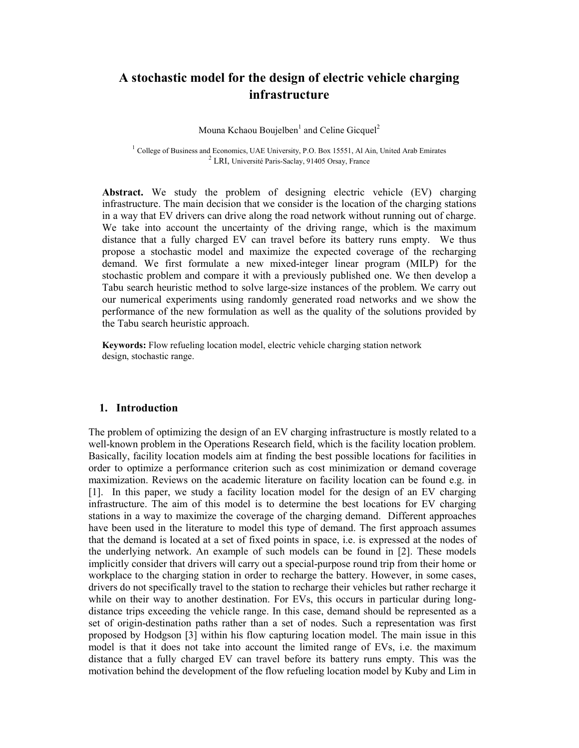# A stochastic model for the design of electric vehicle charging infrastructure

Mouna Kchaou Boujelben[1] and Celine Gicquel[2]

[1] College of Business and Economics, UAE University, P.O. Box 15551, Al Ain, United Arab Emirates
[2] LRI, Université Paris-Saclay, 91405 Orsay, France

**Abstract.** We study the problem of designing electric vehicle (EV) charging infrastructure. The main decision that we consider is the location of the charging stations in a way that EV drivers can drive along the road network without running out of charge. We take into account the uncertainty of the driving range, which is the maximum distance that a fully charged EV can travel before its battery runs empty. We thus propose a stochastic model and maximize the expected coverage of the recharging demand. We first formulate a new mixed-integer linear program (MILP) for the stochastic problem and compare it with a previously published one. We then develop a Tabu search heuristic method to solve large-size instances of the problem. We carry out our numerical experiments using randomly generated road networks and we show the performance of the new formulation as well as the quality of the solutions provided by the Tabu search heuristic approach.

**Keywords:** Flow refueling location model, electric vehicle charging station network design, stochastic range.

## 1. Introduction

The problem of optimizing the design of an EV charging infrastructure is mostly related to a well-known problem in the Operations Research field, which is the facility location problem. Basically, facility location models aim at finding the best possible locations for facilities in order to optimize a performance criterion such as cost minimization or demand coverage maximization. Reviews on the academic literature on facility location can be found e.g. in [1]. In this paper, we study a facility location model for the design of an EV charging infrastructure. The aim of this model is to determine the best locations for EV charging stations in a way to maximize the coverage of the charging demand. Different approaches have been used in the literature to model this type of demand. The first approach assumes that the demand is located at a set of fixed points in space, i.e. is expressed at the nodes of the underlying network. An example of such models can be found in [2]. These models implicitly consider that drivers will carry out a special-purpose round trip from their home or workplace to the charging station in order to recharge the battery. However, in some cases, drivers do not specifically travel to the station to recharge their vehicles but rather recharge it while on their way to another destination. For EVs, this occurs in particular during long-distance trips exceeding the vehicle range. In this case, demand should be represented as a set of origin-destination paths rather than a set of nodes. Such a representation was first proposed by Hodgson [3] within his flow capturing location model. The main issue in this model is that it does not take into account the limited range of EVs, i.e. the maximum distance that a fully charged EV can travel before its battery runs empty. This was the motivation behind the development of the flow refueling location model by Kuby and Lim in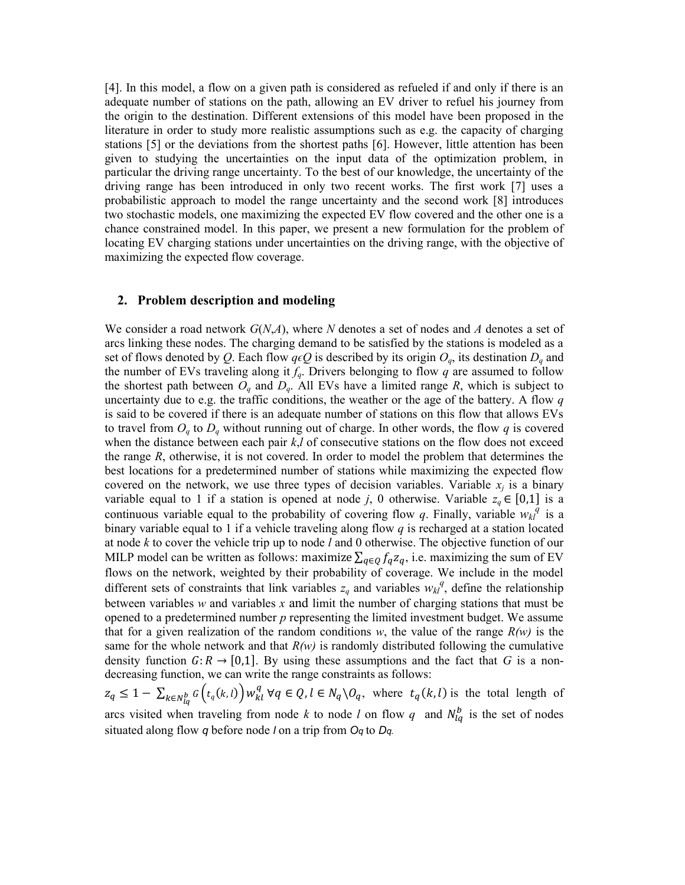[4]. In this model, a flow on a given path is considered as refueled if and only if there is an adequate number of stations on the path, allowing an EV driver to refuel his journey from the origin to the destination. Different extensions of this model have been proposed in the literature in order to study more realistic assumptions such as e.g. the capacity of charging stations [5] or the deviations from the shortest paths [6]. However, little attention has been given to studying the uncertainties on the input data of the optimization problem, in particular the driving range uncertainty. To the best of our knowledge, the uncertainty of the driving range has been introduced in only two recent works. The first work [7] uses a probabilistic approach to model the range uncertainty and the second work [8] introduces two stochastic models, one maximizing the expected EV flow covered and the other one is a chance constrained model. In this paper, we present a new formulation for the problem of locating EV charging stations under uncertainties on the driving range, with the objective of maximizing the expected flow coverage.

## 2. Problem description and modeling

We consider a road network $G(N,A)$, where $N$ denotes a set of nodes and $A$ denotes a set of arcs linking these nodes. The charging demand to be satisfied by the stations is modeled as a set of flows denoted by $Q$. Each flow $q \epsilon Q$ is described by its origin $O_q$, its destination $D_q$ and the number of EVs traveling along it $f_q$. Drivers belonging to flow $q$ are assumed to follow the shortest path between $O_q$ and $D_q$. All EVs have a limited range $R$, which is subject to uncertainty due to e.g. the traffic conditions, the weather or the age of the battery. A flow $q$ is said to be covered if there is an adequate number of stations on this flow that allows EVs to travel from $O_q$ to $D_q$ without running out of charge. In other words, the flow $q$ is covered when the distance between each pair $k$,$l$ of consecutive stations on the flow does not exceed the range $R$, otherwise, it is not covered. In order to model the problem that determines the best locations for a predetermined number of stations while maximizing the expected flow covered on the network, we use three types of decision variables. Variable $x_j$ is a binary variable equal to 1 if a station is opened at node $j$, 0 otherwise. Variable $z_q \in [0,1]$ is a continuous variable equal to the probability of covering flow $q$. Finally, variable $w_{kl}^{q}$ is a binary variable equal to 1 if a vehicle traveling along flow $q$ is recharged at a station located at node $k$ to cover the vehicle trip up to node $l$ and 0 otherwise. The objective function of our MILP model can be written as follows: maximize $\sum_{q \in Q} f_q z_q$, i.e. maximizing the sum of EV flows on the network, weighted by their probability of coverage. We include in the model different sets of constraints that link variables $z_q$ and variables $w_{kl}^{q}$, define the relationship between variables $w$ and variables $x$ and limit the number of charging stations that must be opened to a predetermined number $p$ representing the limited investment budget. We assume that for a given realization of the random conditions $w$, the value of the range $R(w)$ is the same for the whole network and that $R(w)$ is randomly distributed following the cumulative density function $G: R \rightarrow [0,1]$. By using these assumptions and the fact that $G$ is a non-decreasing function, we can write the range constraints as follows:

$z_q \leq 1 - \sum_{k \in N_{lq}^{b}} G\left(t_q(k,l)\right) w_{kl}^{q} \; \forall q \in Q, l \in N_q \backslash O_q$, where $t_q(k,l)$ is the total length of arcs visited when traveling from node $k$ to node $l$ on flow $q$ and $N_{lq}^{b}$ is the set of nodes situated along flow $q$ before node $l$ on a trip from $O_q$ to $D_q$.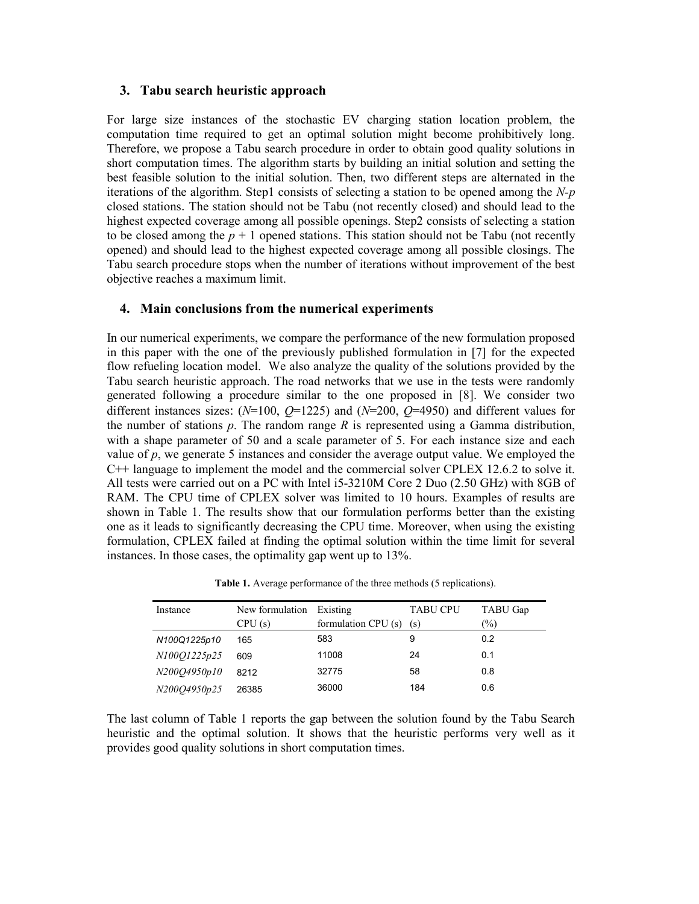## 3. Tabu search heuristic approach

For large size instances of the stochastic EV charging station location problem, the computation time required to get an optimal solution might become prohibitively long. Therefore, we propose a Tabu search procedure in order to obtain good quality solutions in short computation times. The algorithm starts by building an initial solution and setting the best feasible solution to the initial solution. Then, two different steps are alternated in the iterations of the algorithm. Step1 consists of selecting a station to be opened among the $N$-$p$ closed stations. The station should not be Tabu (not recently closed) and should lead to the highest expected coverage among all possible openings. Step2 consists of selecting a station to be closed among the $p + 1$ opened stations. This station should not be Tabu (not recently opened) and should lead to the highest expected coverage among all possible closings. The Tabu search procedure stops when the number of iterations without improvement of the best objective reaches a maximum limit.

## 4. Main conclusions from the numerical experiments

In our numerical experiments, we compare the performance of the new formulation proposed in this paper with the one of the previously published formulation in [7] for the expected flow refueling location model. We also analyze the quality of the solutions provided by the Tabu search heuristic approach. The road networks that we use in the tests were randomly generated following a procedure similar to the one proposed in [8]. We consider two different instances sizes: ($N$=100, $Q$=1225) and ($N$=200, $Q$=4950) and different values for the number of stations $p$. The random range $R$ is represented using a Gamma distribution, with a shape parameter of 50 and a scale parameter of 5. For each instance size and each value of $p$, we generate 5 instances and consider the average output value. We employed the C++ language to implement the model and the commercial solver CPLEX 12.6.2 to solve it. All tests were carried out on a PC with Intel i5-3210M Core 2 Duo (2.50 GHz) with 8GB of RAM. The CPU time of CPLEX solver was limited to 10 hours. Examples of results are shown in Table 1. The results show that our formulation performs better than the existing one as it leads to significantly decreasing the CPU time. Moreover, when using the existing formulation, CPLEX failed at finding the optimal solution within the time limit for several instances. In those cases, the optimality gap went up to 13%.

**Table 1.** Average performance of the three methods (5 replications).

| Instance | New formulation CPU (s) | Existing formulation CPU (s) | TABU CPU (s) | TABU Gap (%) |
|---|---|---|---|---|
| N100Q1225p10 | 165 | 583 | 9 | 0.2 |
| N100Q1225p25 | 609 | 11008 | 24 | 0.1 |
| N200Q4950p10 | 8212 | 32775 | 58 | 0.8 |
| N200Q4950p25 | 26385 | 36000 | 184 | 0.6 |

The last column of Table 1 reports the gap between the solution found by the Tabu Search heuristic and the optimal solution. It shows that the heuristic performs very well as it provides good quality solutions in short computation times.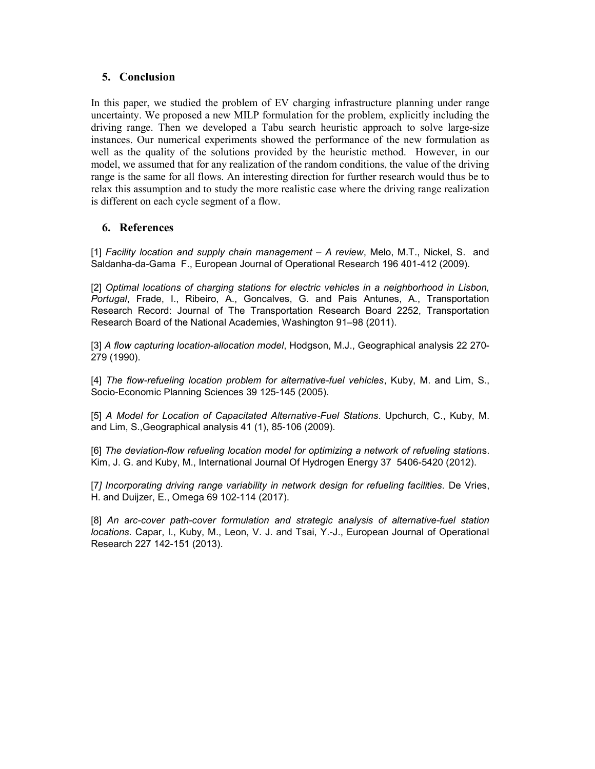## 5. Conclusion

In this paper, we studied the problem of EV charging infrastructure planning under range uncertainty. We proposed a new MILP formulation for the problem, explicitly including the driving range. Then we developed a Tabu search heuristic approach to solve large-size instances. Our numerical experiments showed the performance of the new formulation as well as the quality of the solutions provided by the heuristic method. However, in our model, we assumed that for any realization of the random conditions, the value of the driving range is the same for all flows. An interesting direction for further research would thus be to relax this assumption and to study the more realistic case where the driving range realization is different on each cycle segment of a flow.

## 6. References

[1] *Facility location and supply chain management – A review*, Melo, M.T., Nickel, S. and Saldanha-da-Gama F., European Journal of Operational Research 196 401-412 (2009).

[2] *Optimal locations of charging stations for electric vehicles in a neighborhood in Lisbon, Portugal*, Frade, I., Ribeiro, A., Goncalves, G. and Pais Antunes, A., Transportation Research Record: Journal of The Transportation Research Board 2252, Transportation Research Board of the National Academies, Washington 91–98 (2011).

[3] *A flow capturing location-allocation model*, Hodgson, M.J., Geographical analysis 22 270-279 (1990).

[4] *The flow-refueling location problem for alternative-fuel vehicles*, Kuby, M. and Lim, S., Socio-Economic Planning Sciences 39 125-145 (2005).

[5] *A Model for Location of Capacitated Alternative-Fuel Stations*. Upchurch, C., Kuby, M. and Lim, S.,Geographical analysis 41 (1), 85-106 (2009).

[6] *The deviation-flow refueling location model for optimizing a network of refueling stations*. Kim, J. G. and Kuby, M., International Journal Of Hydrogen Energy 37 5406-5420 (2012).

[7] *Incorporating driving range variability in network design for refueling facilities.* De Vries, H. and Duijzer, E., Omega 69 102-114 (2017).

[8] *An arc-cover path-cover formulation and strategic analysis of alternative-fuel station locations.* Capar, I., Kuby, M., Leon, V. J. and Tsai, Y.-J., European Journal of Operational Research 227 142-151 (2013).